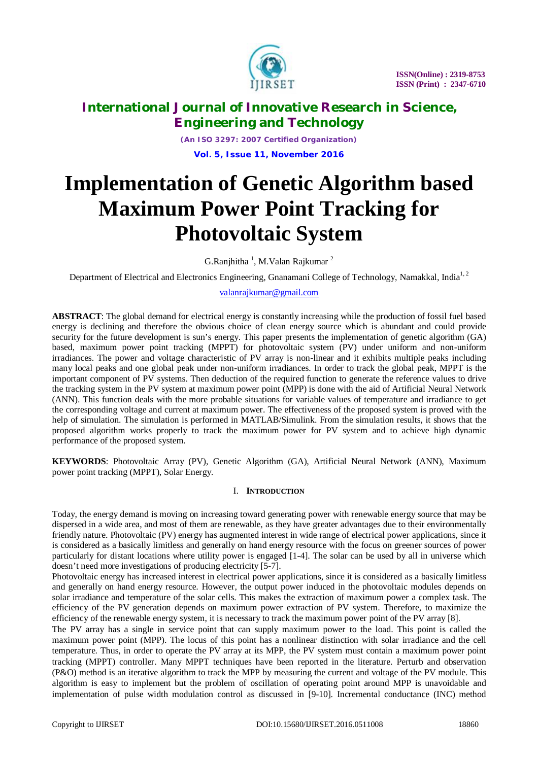# Implementation of Genetic Algorithm based Maximum Power Point Tracking for Photovoltaic System

G.Ranjhitha [1], M.Valan Rajkumar [2]

Department of Electrical and Electronics Engineering, Gnanamani College of Technology, Namakkal, India[1, 2]

valanrajkumar@gmail.com

**ABSTRACT**: The global demand for electrical energy is constantly increasing while the production of fossil fuel based energy is declining and therefore the obvious choice of clean energy source which is abundant and could provide security for the future development is sun's energy. This paper presents the implementation of genetic algorithm (GA) based, maximum power point tracking (MPPT) for photovoltaic system (PV) under uniform and non-uniform irradiances. The power and voltage characteristic of PV array is non-linear and it exhibits multiple peaks including many local peaks and one global peak under non-uniform irradiances. In order to track the global peak, MPPT is the important component of PV systems. Then deduction of the required function to generate the reference values to drive the tracking system in the PV system at maximum power point (MPP) is done with the aid of Artificial Neural Network (ANN). This function deals with the more probable situations for variable values of temperature and irradiance to get the corresponding voltage and current at maximum power. The effectiveness of the proposed system is proved with the help of simulation. The simulation is performed in MATLAB/Simulink. From the simulation results, it shows that the proposed algorithm works properly to track the maximum power for PV system and to achieve high dynamic performance of the proposed system.

**KEYWORDS**: Photovoltaic Array (PV), Genetic Algorithm (GA), Artificial Neural Network (ANN), Maximum power point tracking (MPPT), Solar Energy.

## I. INTRODUCTION

Today, the energy demand is moving on increasing toward generating power with renewable energy source that may be dispersed in a wide area, and most of them are renewable, as they have greater advantages due to their environmentally friendly nature. Photovoltaic (PV) energy has augmented interest in wide range of electrical power applications, since it is considered as a basically limitless and generally on hand energy resource with the focus on greener sources of power particularly for distant locations where utility power is engaged [1-4]. The solar can be used by all in universe which doesn't need more investigations of producing electricity [5-7].

Photovoltaic energy has increased interest in electrical power applications, since it is considered as a basically limitless and generally on hand energy resource. However, the output power induced in the photovoltaic modules depends on solar irradiance and temperature of the solar cells. This makes the extraction of maximum power a complex task. The efficiency of the PV generation depends on maximum power extraction of PV system. Therefore, to maximize the efficiency of the renewable energy system, it is necessary to track the maximum power point of the PV array [8].

The PV array has a single in service point that can supply maximum power to the load. This point is called the maximum power point (MPP). The locus of this point has a nonlinear distinction with solar irradiance and the cell temperature. Thus, in order to operate the PV array at its MPP, the PV system must contain a maximum power point tracking (MPPT) controller. Many MPPT techniques have been reported in the literature. Perturb and observation (P&O) method is an iterative algorithm to track the MPP by measuring the current and voltage of the PV module. This algorithm is easy to implement but the problem of oscillation of operating point around MPP is unavoidable and implementation of pulse width modulation control as discussed in [9-10]. Incremental conductance (INC) method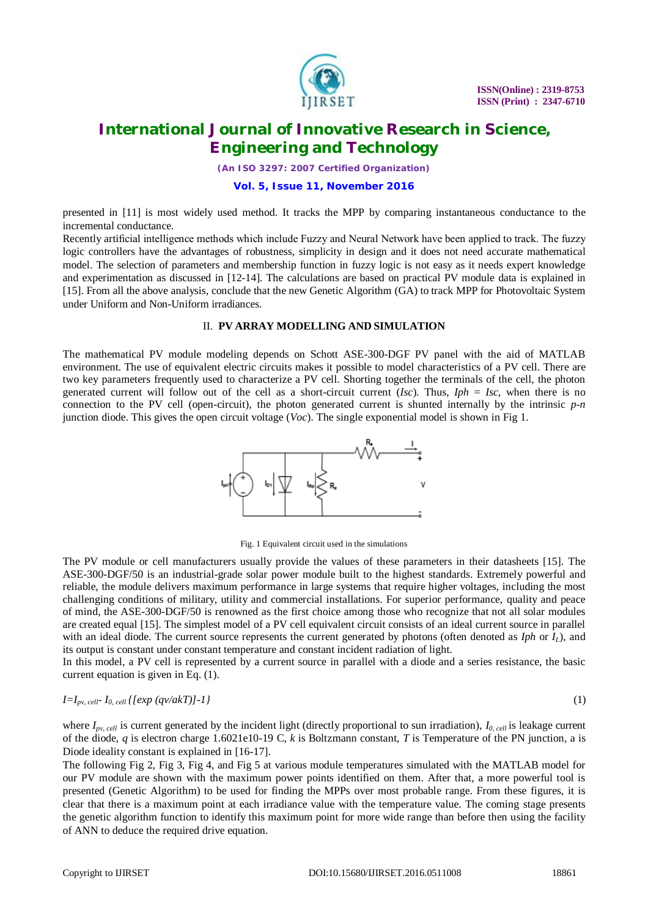presented in [11] is most widely used method. It tracks the MPP by comparing instantaneous conductance to the incremental conductance.

Recently artificial intelligence methods which include Fuzzy and Neural Network have been applied to track. The fuzzy logic controllers have the advantages of robustness, simplicity in design and it does not need accurate mathematical model. The selection of parameters and membership function in fuzzy logic is not easy as it needs expert knowledge and experimentation as discussed in [12-14]. The calculations are based on practical PV module data is explained in [15]. From all the above analysis, conclude that the new Genetic Algorithm (GA) to track MPP for Photovoltaic System under Uniform and Non-Uniform irradiances.

## II. PV ARRAY MODELLING AND SIMULATION

The mathematical PV module modeling depends on Schott ASE-300-DGF PV panel with the aid of MATLAB environment. The use of equivalent electric circuits makes it possible to model characteristics of a PV cell. There are two key parameters frequently used to characterize a PV cell. Shorting together the terminals of the cell, the photon generated current will follow out of the cell as a short-circuit current (*Isc*). Thus, *Iph* = *Isc*, when there is no connection to the PV cell (open-circuit), the photon generated current is shunted internally by the intrinsic *p-n* junction diode. This gives the open circuit voltage (*Voc*). The single exponential model is shown in Fig 1.

Fig. 1 Equivalent circuit used in the simulations

The PV module or cell manufacturers usually provide the values of these parameters in their datasheets [15]. The ASE-300-DGF/50 is an industrial-grade solar power module built to the highest standards. Extremely powerful and reliable, the module delivers maximum performance in large systems that require higher voltages, including the most challenging conditions of military, utility and commercial installations. For superior performance, quality and peace of mind, the ASE-300-DGF/50 is renowned as the first choice among those who recognize that not all solar modules are created equal [15]. The simplest model of a PV cell equivalent circuit consists of an ideal current source in parallel with an ideal diode. The current source represents the current generated by photons (often denoted as *Iph* or $I_L$), and its output is constant under constant temperature and constant incident radiation of light.

In this model, a PV cell is represented by a current source in parallel with a diode and a series resistance, the basic current equation is given in Eq. (1).

$$I=I_{pv,\,cell}-I_{0,\,cell}\{[\exp\,(qv/akT)]-1\} \quad (1)$$

where $I_{pv,\,cell}$ is current generated by the incident light (directly proportional to sun irradiation), $I_{0,\,cell}$ is leakage current of the diode, $q$ is electron charge 1.6021e10-19 C, $k$ is Boltzmann constant, $T$ is Temperature of the PN junction, a is Diode ideality constant is explained in [16-17].

The following Fig 2, Fig 3, Fig 4, and Fig 5 at various module temperatures simulated with the MATLAB model for our PV module are shown with the maximum power points identified on them. After that, a more powerful tool is presented (Genetic Algorithm) to be used for finding the MPPs over most probable range. From these figures, it is clear that there is a maximum point at each irradiance value with the temperature value. The coming stage presents the genetic algorithm function to identify this maximum point for more wide range than before then using the facility of ANN to deduce the required drive equation.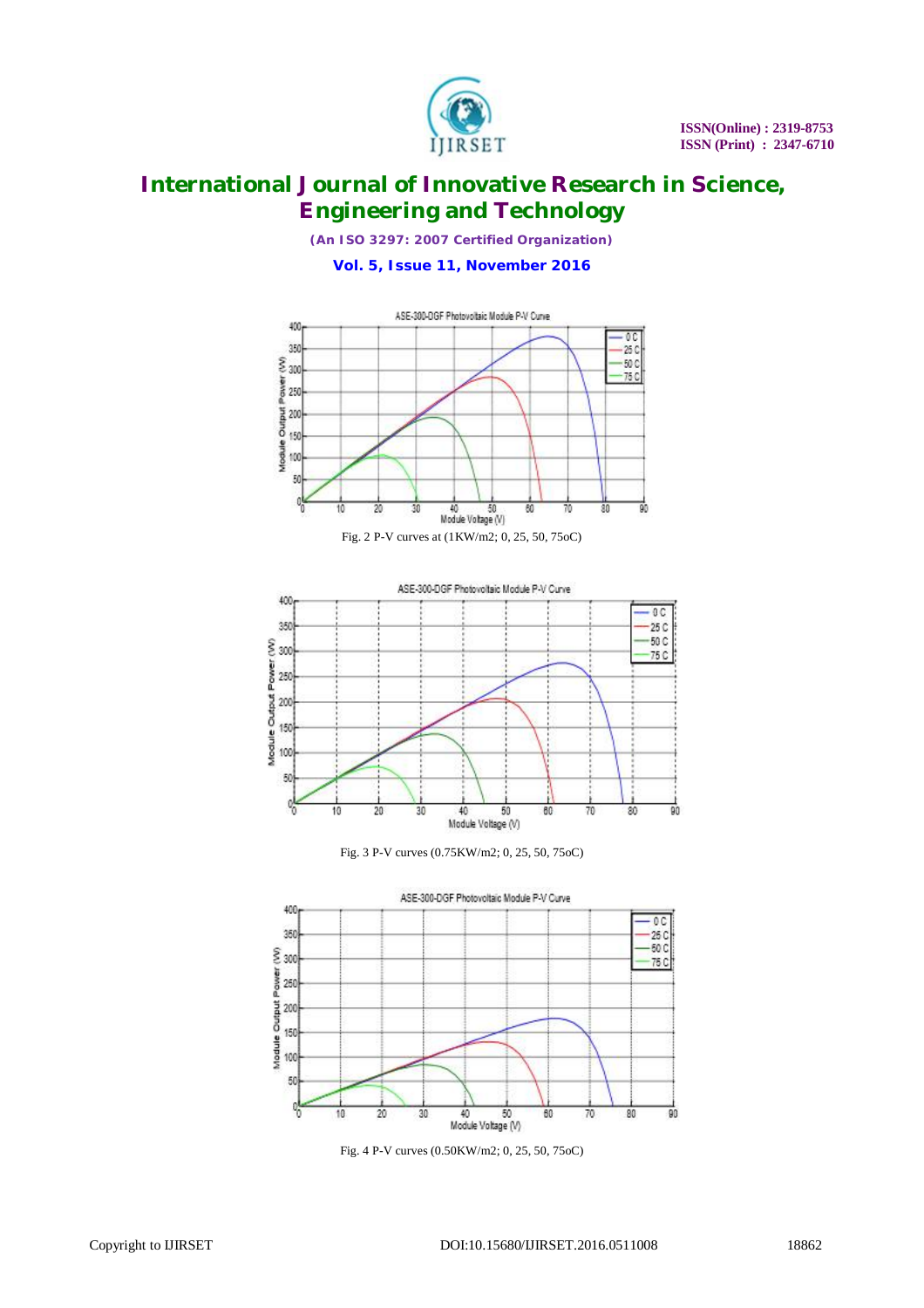Fig. 2 P-V curves at (1KW/m2; 0, 25, 50, 75oC)

Fig. 3 P-V curves (0.75KW/m2; 0, 25, 50, 75oC)

Fig. 4 P-V curves (0.50KW/m2; 0, 25, 50, 75oC)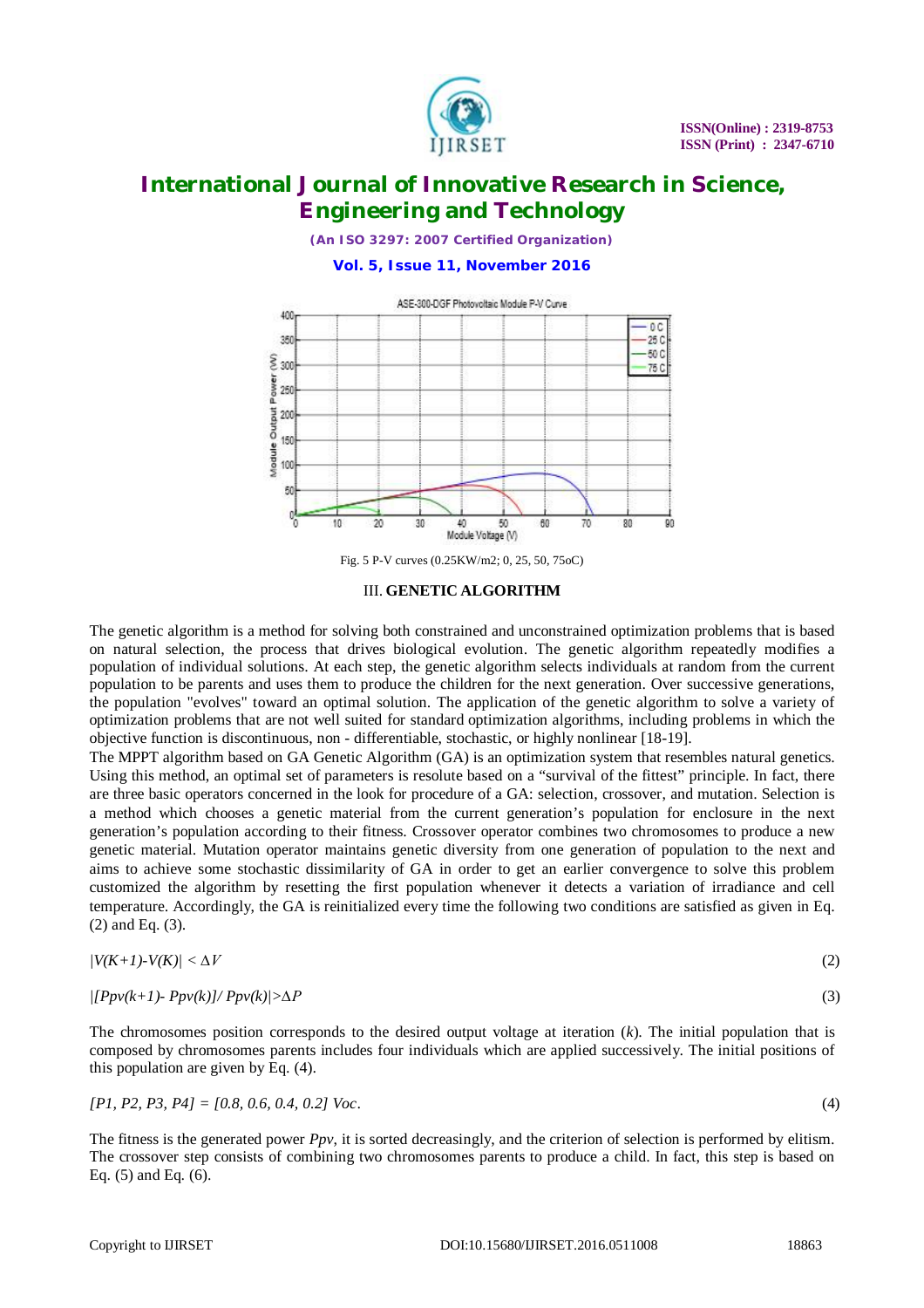Fig. 5 P-V curves (0.25KW/m2; 0, 25, 50, 75oC)

## III. GENETIC ALGORITHM

The genetic algorithm is a method for solving both constrained and unconstrained optimization problems that is based on natural selection, the process that drives biological evolution. The genetic algorithm repeatedly modifies a population of individual solutions. At each step, the genetic algorithm selects individuals at random from the current population to be parents and uses them to produce the children for the next generation. Over successive generations, the population "evolves" toward an optimal solution. The application of the genetic algorithm to solve a variety of optimization problems that are not well suited for standard optimization algorithms, including problems in which the objective function is discontinuous, non - differentiable, stochastic, or highly nonlinear [18-19].

The MPPT algorithm based on GA Genetic Algorithm (GA) is an optimization system that resembles natural genetics. Using this method, an optimal set of parameters is resolute based on a "survival of the fittest" principle. In fact, there are three basic operators concerned in the look for procedure of a GA: selection, crossover, and mutation. Selection is a method which chooses a genetic material from the current generation's population for enclosure in the next generation's population according to their fitness. Crossover operator combines two chromosomes to produce a new genetic material. Mutation operator maintains genetic diversity from one generation of population to the next and aims to achieve some stochastic dissimilarity of GA in order to get an earlier convergence to solve this problem customized the algorithm by resetting the first population whenever it detects a variation of irradiance and cell temperature. Accordingly, the GA is reinitialized every time the following two conditions are satisfied as given in Eq. (2) and Eq. (3).

$$|V(K+1)-V(K)| < \Delta V \tag{2}$$

$$|[Ppv(k+1)- Ppv(k)]/ Ppv(k)|>\Delta P \tag{3}$$

The chromosomes position corresponds to the desired output voltage at iteration ($k$). The initial population that is composed by chromosomes parents includes four individuals which are applied successively. The initial positions of this population are given by Eq. (4).

$$[P1, P2, P3, P4] = [0.8, 0.6, 0.4, 0.2]\ Voc. \tag{4}$$

The fitness is the generated power $Ppv$, it is sorted decreasingly, and the criterion of selection is performed by elitism. The crossover step consists of combining two chromosomes parents to produce a child. In fact, this step is based on Eq. (5) and Eq. (6).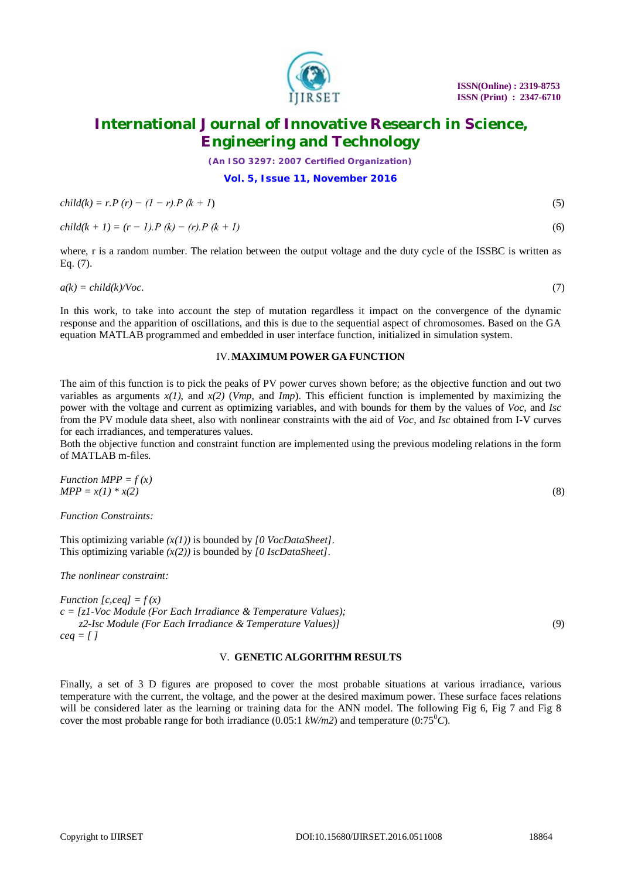$$child(k) = r.P(r) - (1 - r).P(k + 1) \tag{5}$$

$$child(k + 1) = (r - 1).P(k) - (r).P(k + 1) \tag{6}$$

where, r is a random number. The relation between the output voltage and the duty cycle of the ISSBC is written as Eq. (7).

$$a(k) = child(k)/Voc. \tag{7}$$

In this work, to take into account the step of mutation regardless it impact on the convergence of the dynamic response and the apparition of oscillations, and this is due to the sequential aspect of chromosomes. Based on the GA equation MATLAB programmed and embedded in user interface function, initialized in simulation system.

## IV. MAXIMUM POWER GA FUNCTION

The aim of this function is to pick the peaks of PV power curves shown before; as the objective function and out two variables as arguments $x(1)$, and $x(2)$ ($Vmp$, and $Imp$). This efficient function is implemented by maximizing the power with the voltage and current as optimizing variables, and with bounds for them by the values of $Voc$, and $Isc$ from the PV module data sheet, also with nonlinear constraints with the aid of $Voc$, and $Isc$ obtained from I-V curves for each irradiances, and temperatures values.

Both the objective function and constraint function are implemented using the previous modeling relations in the form of MATLAB m-files.

*Function MPP = f (x)*
*MPP = x(1) \* x(2)* (8)

*Function Constraints:*

This optimizing variable *(x(1))* is bounded by *[0 VocDataSheet]*.
This optimizing variable *(x(2))* is bounded by *[0 IscDataSheet]*.

*The nonlinear constraint:*

*Function [c,ceq] = f (x)*
*c = [z1-Voc Module (For Each Irradiance & Temperature Values);*
*z2-Isc Module (For Each Irradiance & Temperature Values)]* (9)
*ceq = [ ]*

## V. GENETIC ALGORITHM RESULTS

Finally, a set of 3 D figures are proposed to cover the most probable situations at various irradiance, various temperature with the current, the voltage, and the power at the desired maximum power. These surface faces relations will be considered later as the learning or training data for the ANN model. The following Fig 6, Fig 7 and Fig 8 cover the most probable range for both irradiance (0.05:1 $kW/m2$) and temperature (0:75$^0C$).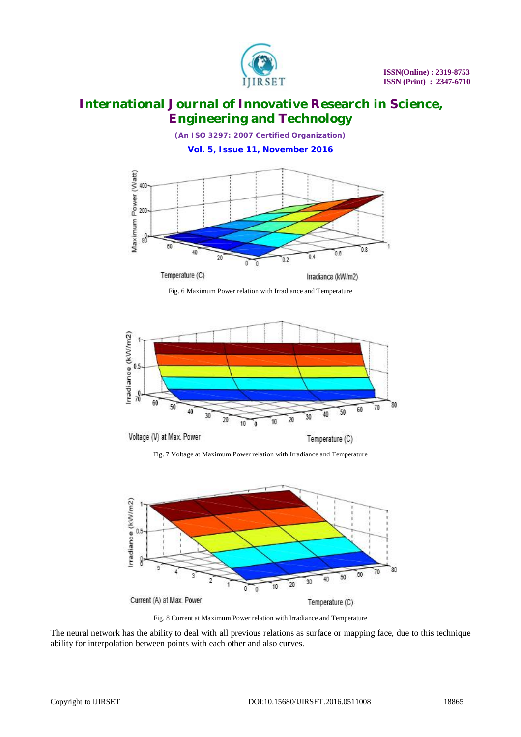Fig. 6 Maximum Power relation with Irradiance and Temperature

Fig. 7 Voltage at Maximum Power relation with Irradiance and Temperature

Fig. 8 Current at Maximum Power relation with Irradiance and Temperature

The neural network has the ability to deal with all previous relations as surface or mapping face, due to this technique ability for interpolation between points with each other and also curves.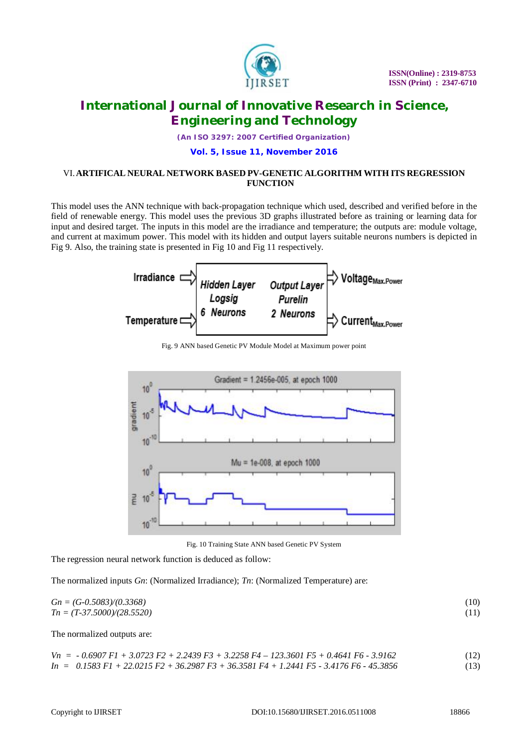## VI. ARTIFICAL NEURAL NETWORK BASED PV-GENETIC ALGORITHM WITH ITS REGRESSION FUNCTION

This model uses the ANN technique with back-propagation technique which used, described and verified before in the field of renewable energy. This model uses the previous 3D graphs illustrated before as training or learning data for input and desired target. The inputs in this model are the irradiance and temperature; the outputs are: module voltage, and current at maximum power. This model with its hidden and output layers suitable neurons numbers is depicted in Fig 9. Also, the training state is presented in Fig 10 and Fig 11 respectively.

Fig. 9 ANN based Genetic PV Module Model at Maximum power point

Fig. 10 Training State ANN based Genetic PV System

The regression neural network function is deduced as follow:

The normalized inputs *Gn*: (Normalized Irradiance); *Tn*: (Normalized Temperature) are:

$$Gn = (G-0.5083)/(0.3368) \tag{10}$$

$$Tn = (T-37.5000)/(28.5520) \tag{11}$$

The normalized outputs are:

$$Vn = -0.6907\,F1 + 3.0723\,F2 + 2.2439\,F3 + 3.2258\,F4 - 123.3601\,F5 + 0.4641\,F6 - 3.9162 \tag{12}$$

$$In = 0.1583\,F1 + 22.0215\,F2 + 36.2987\,F3 + 36.3581\,F4 + 1.2441\,F5 - 3.4176\,F6 - 45.3856 \tag{13}$$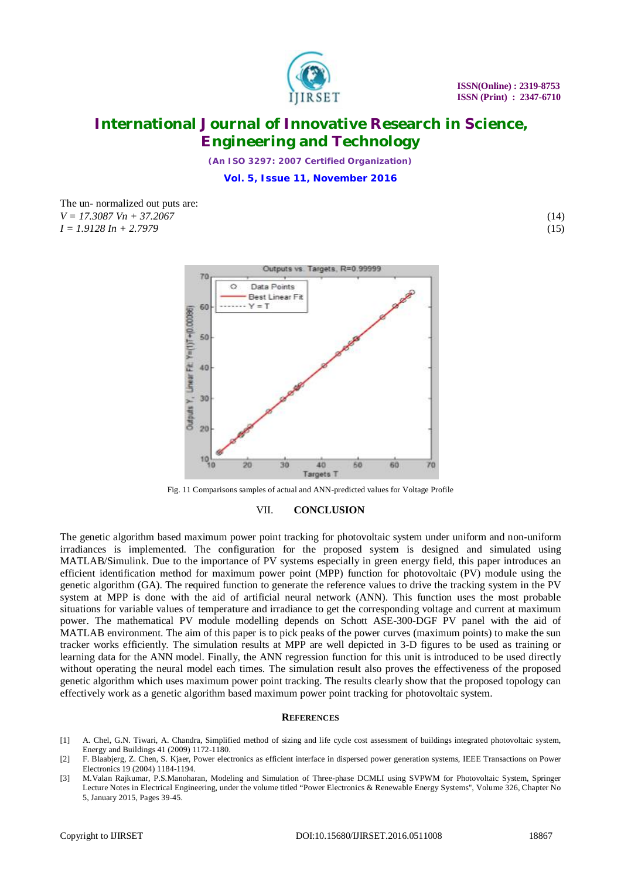The un- normalized out puts are:

$$V = 17.3087\,V_n + 37.2067 \quad (14)$$

$$I = 1.9128\,I_n + 2.7979 \quad (15)$$

Fig. 11 Comparisons samples of actual and ANN-predicted values for Voltage Profile

## VII. CONCLUSION

The genetic algorithm based maximum power point tracking for photovoltaic system under uniform and non-uniform irradiances is implemented. The configuration for the proposed system is designed and simulated using MATLAB/Simulink. Due to the importance of PV systems especially in green energy field, this paper introduces an efficient identification method for maximum power point (MPP) function for photovoltaic (PV) module using the genetic algorithm (GA). The required function to generate the reference values to drive the tracking system in the PV system at MPP is done with the aid of artificial neural network (ANN). This function uses the most probable situations for variable values of temperature and irradiance to get the corresponding voltage and current at maximum power. The mathematical PV module modelling depends on Schott ASE-300-DGF PV panel with the aid of MATLAB environment. The aim of this paper is to pick peaks of the power curves (maximum points) to make the sun tracker works efficiently. The simulation results at MPP are well depicted in 3-D figures to be used as training or learning data for the ANN model. Finally, the ANN regression function for this unit is introduced to be used directly without operating the neural model each times. The simulation result also proves the effectiveness of the proposed genetic algorithm which uses maximum power point tracking. The results clearly show that the proposed topology can effectively work as a genetic algorithm based maximum power point tracking for photovoltaic system.

## REFERENCES

[1] A. Chel, G.N. Tiwari, A. Chandra, Simplified method of sizing and life cycle cost assessment of buildings integrated photovoltaic system, Energy and Buildings 41 (2009) 1172-1180.

[2] F. Blaabjerg, Z. Chen, S. Kjaer, Power electronics as efficient interface in dispersed power generation systems, IEEE Transactions on Power Electronics 19 (2004) 1184-1194.

[3] M.Valan Rajkumar, P.S.Manoharan, Modeling and Simulation of Three-phase DCMLI using SVPWM for Photovoltaic System, Springer Lecture Notes in Electrical Engineering, under the volume titled "Power Electronics & Renewable Energy Systems", Volume 326, Chapter No 5, January 2015, Pages 39-45.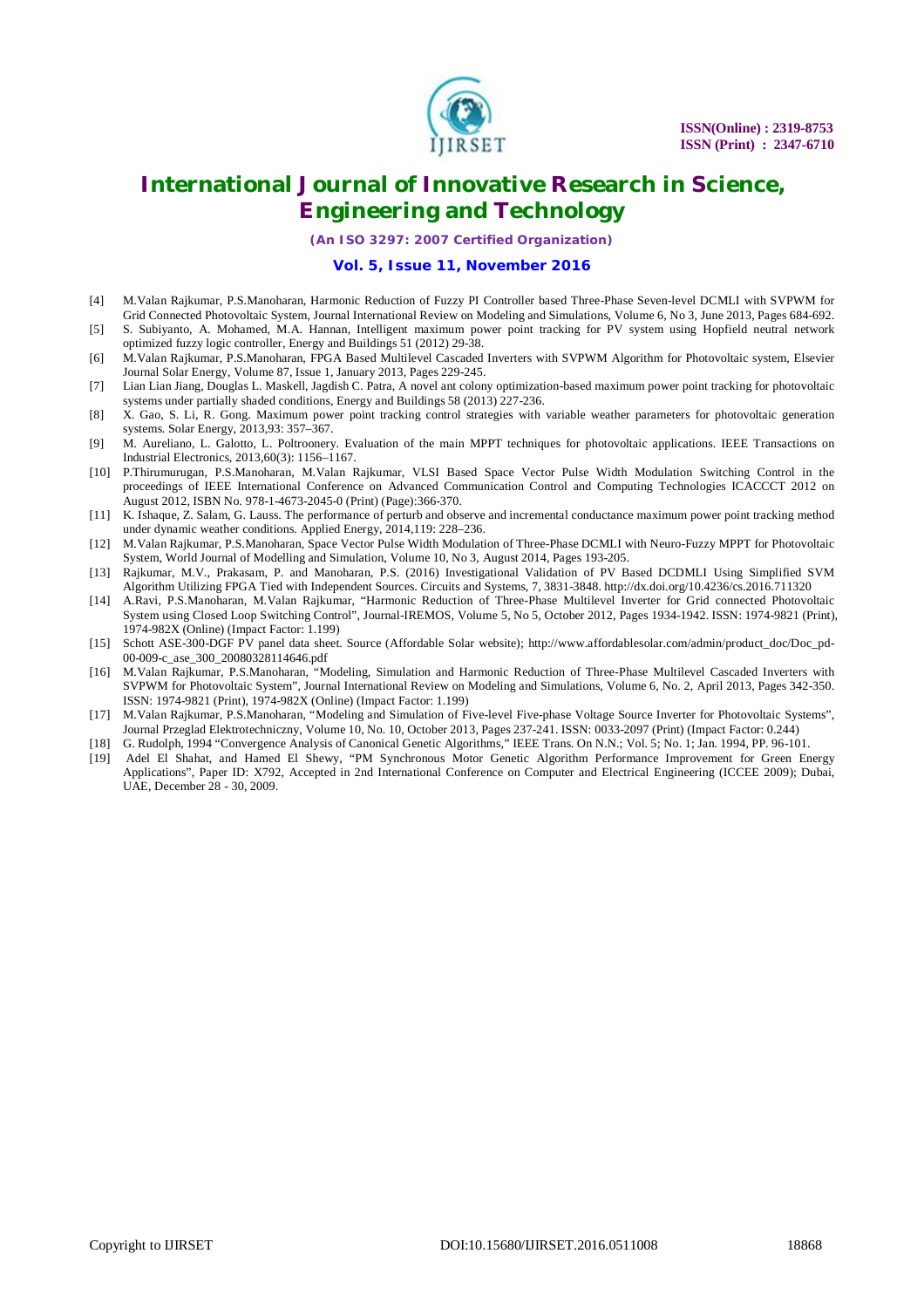[4] M.Valan Rajkumar, P.S.Manoharan, Harmonic Reduction of Fuzzy PI Controller based Three-Phase Seven-level DCMLI with SVPWM for Grid Connected Photovoltaic System, Journal International Review on Modeling and Simulations, Volume 6, No 3, June 2013, Pages 684-692.

[5] S. Subiyanto, A. Mohamed, M.A. Hannan, Intelligent maximum power point tracking for PV system using Hopfield neutral network optimized fuzzy logic controller, Energy and Buildings 51 (2012) 29-38.

[6] M.Valan Rajkumar, P.S.Manoharan, FPGA Based Multilevel Cascaded Inverters with SVPWM Algorithm for Photovoltaic system, Elsevier Journal Solar Energy, Volume 87, Issue 1, January 2013, Pages 229-245.

[7] Lian Lian Jiang, Douglas L. Maskell, Jagdish C. Patra, A novel ant colony optimization-based maximum power point tracking for photovoltaic systems under partially shaded conditions, Energy and Buildings 58 (2013) 227-236.

[8] X. Gao, S. Li, R. Gong. Maximum power point tracking control strategies with variable weather parameters for photovoltaic generation systems. Solar Energy, 2013,93: 357–367.

[9] M. Aureliano, L. Galotto, L. Poltroonery. Evaluation of the main MPPT techniques for photovoltaic applications. IEEE Transactions on Industrial Electronics, 2013,60(3): 1156–1167.

[10] P.Thirumurugan, P.S.Manoharan, M.Valan Rajkumar, VLSI Based Space Vector Pulse Width Modulation Switching Control in the proceedings of IEEE International Conference on Advanced Communication Control and Computing Technologies ICACCCT 2012 on August 2012, ISBN No. 978-1-4673-2045-0 (Print) (Page):366-370.

[11] K. Ishaque, Z. Salam, G. Lauss. The performance of perturb and observe and incremental conductance maximum power point tracking method under dynamic weather conditions. Applied Energy, 2014,119: 228–236.

[12] M.Valan Rajkumar, P.S.Manoharan, Space Vector Pulse Width Modulation of Three-Phase DCMLI with Neuro-Fuzzy MPPT for Photovoltaic System, World Journal of Modelling and Simulation, Volume 10, No 3, August 2014, Pages 193-205.

[13] Rajkumar, M.V., Prakasam, P. and Manoharan, P.S. (2016) Investigational Validation of PV Based DCDMLI Using Simplified SVM Algorithm Utilizing FPGA Tied with Independent Sources. Circuits and Systems, 7, 3831-3848. http://dx.doi.org/10.4236/cs.2016.711320

[14] A.Ravi, P.S.Manoharan, M.Valan Rajkumar, "Harmonic Reduction of Three-Phase Multilevel Inverter for Grid connected Photovoltaic System using Closed Loop Switching Control", Journal-IREMOS, Volume 5, No 5, October 2012, Pages 1934-1942. ISSN: 1974-9821 (Print), 1974-982X (Online) (Impact Factor: 1.199)

[15] Schott ASE-300-DGF PV panel data sheet. Source (Affordable Solar website); http://www.affordablesolar.com/admin/product_doc/Doc_pd-00-009-c_ase_300_20080328114646.pdf

[16] M.Valan Rajkumar, P.S.Manoharan, "Modeling, Simulation and Harmonic Reduction of Three-Phase Multilevel Cascaded Inverters with SVPWM for Photovoltaic System", Journal International Review on Modeling and Simulations, Volume 6, No. 2, April 2013, Pages 342-350. ISSN: 1974-9821 (Print), 1974-982X (Online) (Impact Factor: 1.199)

[17] M.Valan Rajkumar, P.S.Manoharan, "Modeling and Simulation of Five-level Five-phase Voltage Source Inverter for Photovoltaic Systems", Journal Przeglad Elektrotechniczny, Volume 10, No. 10, October 2013, Pages 237-241. ISSN: 0033-2097 (Print) (Impact Factor: 0.244)

[18] G. Rudolph, 1994 "Convergence Analysis of Canonical Genetic Algorithms," IEEE Trans. On N.N.; Vol. 5; No. 1; Jan. 1994, PP. 96-101.

[19] Adel El Shahat, and Hamed El Shewy, "PM Synchronous Motor Genetic Algorithm Performance Improvement for Green Energy Applications", Paper ID: X792, Accepted in 2nd International Conference on Computer and Electrical Engineering (ICCEE 2009); Dubai, UAE, December 28 - 30, 2009.